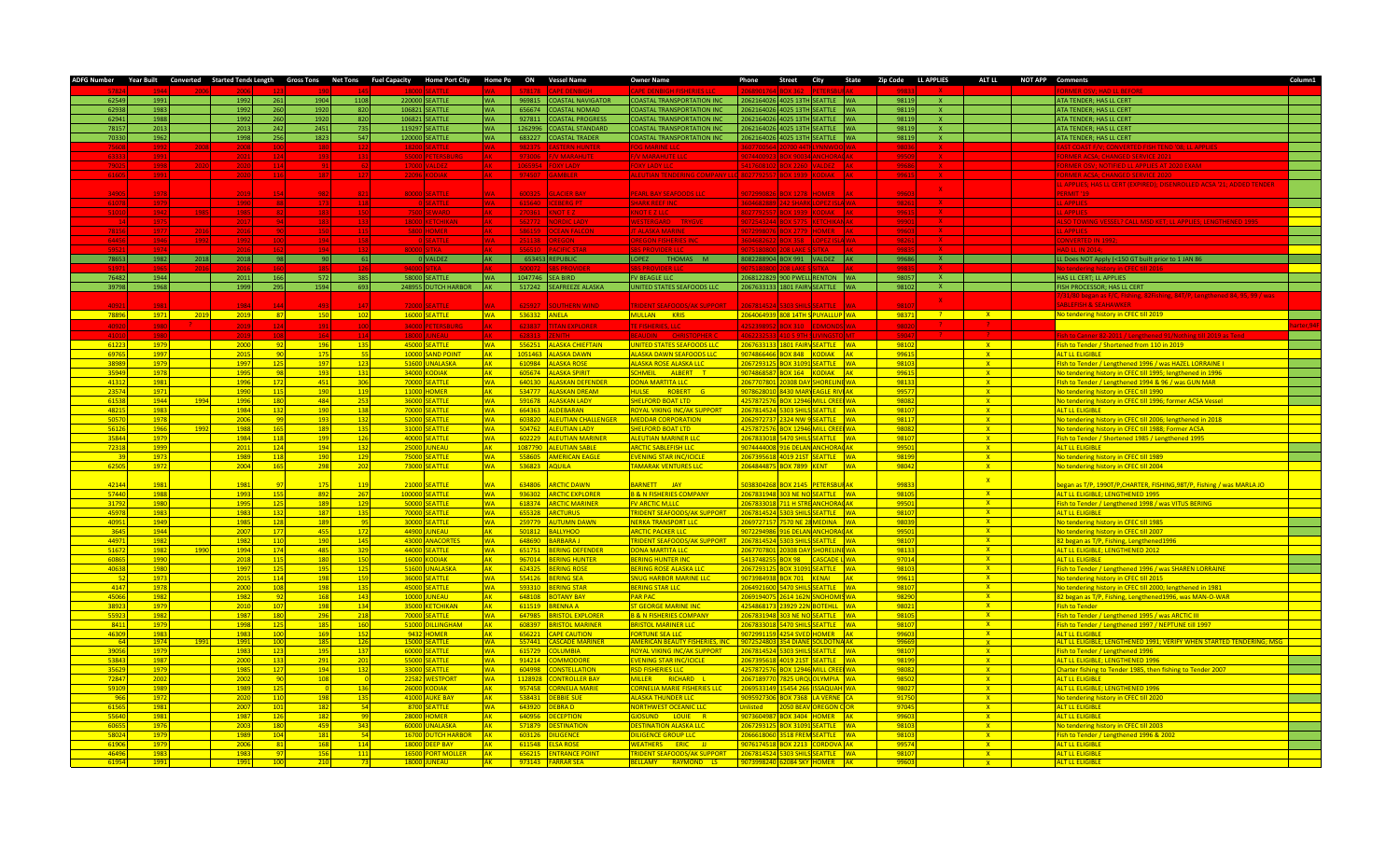| ADFG Number | Year Built | Converted | Started Tend | Length | Gross Tons | Net Tons | Fuel Capacity | Home Port City | Home Po | ON | Vessel Name | Owner Name | Phone | Street | City | State | Zip Code | LL APPLIES | ALT LL | NOT APP | Comments | Column1 |
|---|---|---|---|---|---|---|---|---|---|---|---|---|---|---|---|---|---|---|---|---|---|---|
| 57824 | 1944 | 2008 | 2008 | 133 | 213 | 145 | 18000 | SEATTLE | WA | 538238 | CAPE DENBIGH | CAPE DENBIGH FISHERIES LLC | 2068617363 | BOX 462 | PETERSBURG | AK | 99833 | X | | | FORMER OSV; HAD LL BEFORE | |
| 62549 | 1991 | | 1992 | 261 | 1904 | 1108 | 220000 | SEATTLE | WA | 969815 | COASTAL NAVIGATOR | COASTAL TRANSPORTATION INC | 2062164026 | 4025 13TH | SEATTLE | WA | 98119 | X | | | ATA TENDER; HAS LL CERT | |
| 62938 | 1983 | | 1992 | 260 | 1920 | 820 | 106821 | SEATTLE | WA | 656674 | COASTAL NOMAD | COASTAL TRANSPORTATION INC | 2062164026 | 4025 13TH | SEATTLE | WA | 98119 | X | | | ATA TENDER; HAS LL CERT | |
| 62941 | 1988 | | 1992 | 260 | 1920 | 820 | 106821 | SEATTLE | WA | 927811 | COASTAL PROGRESS | COASTAL TRANSPORTATION INC | 2062164026 | 4025 13TH | SEATTLE | WA | 98119 | X | | | ATA TENDER; HAS LL CERT | |
| 78157 | 2013 | | 2013 | 242 | 2451 | 735 | 119297 | SEATTLE | WA | 1262996 | COASTAL STANDARD | COASTAL TRANSPORTATION INC | 2062164026 | 4025 13TH | SEATTLE | WA | 98119 | X | | | ATA TENDER; HAS LL CERT | |
| 70330 | 1962 | | 1998 | 256 | 1823 | 547 | 120000 | SEATTLE | WA | 683227 | COASTAL TRADER | COASTAL TRANSPORTATION INC | 2062164026 | 4025 13TH | SEATTLE | WA | 98119 | X | | | ATA TENDER; HAS LL CERT | |
| 75638 | 1992 | 2008 | 2008 | 100 | 180 | 122 | 18210 | SEATTLE | WA | 982475 | EASTERN HUNTER | FOX MARINE LLC | 3607700464 | 20020 44TH | LYNNWOOD | WA | 98036 | X | | | EAST COAST F/V; CONVERTED FISH TEND '08; LL APPLIES | |
| 63573 | 1993 | | 2023 | 124 | 231 | 157 | 55000 | PETERSBURG | AK | 1173000 | F/V MARAUDER | F/V MARAUDER LLC | 9074400521 | BOX 30034 | ANCHORAGE | AK | 99503 | X | | | FORMER ACSA; CHANGED SERVICE 2023 | |
| 79025 | 1998 | 2020 | 2020 | 114 | 91 | 62 | 17000 | VALDEZ | AK | 1085054 | FOXY LADY | FOXY LADY LLC | 5417608103 | BOX 2760 | VALDEZ | AK | 99686 | X | | | FORMER OSV; NOTIFIED LL APPLIES AT 2020 EXAM | |
| 61605 | 1991 | | 2020 | 136 | 182 | 123 | 22000 | KODIAK | AK | 974507 | GAMBLER | ALEUTIAN TENDERING COMPANY LLC | 8027702557 | BOX 2939 | KODIAK | AK | 99615 | X | | | FORMER ACSA; CHANGED SERVICE 2020 | |
| 34905 | 1978 | | 2013 | 154 | 342 | 823 | 80000 | SEATTLE | WA | 600325 | GLACIER BAY | PEARL BAY SEAFOODS LLC | 9072990826 | BOX 1778 | HOMER | AK | 99603 | X | | | LL APPLIES; HAS LL CERT (EXPIRED); DISENROLLED ACSA '21; ADDED TENDER PERMIT '13 | |
| 61005 | 1979 | | 1995 | 88 | 171 | 116 | 0 | SEATTLE | WA | 615640 | KELBERG PT | SHARK REEF INC | 3604682888 | 242 SEAVIEW | LOPEZ ISLAN | WA | 98261 | X | | | LL APPLIES | |
| 51065 | 1942 | 1985 | 1985 | 82 | 139 | 150 | 7500 | SEWARD | AK | 236467 | KNOT E Z | KNOT E Z LLC | 8027702557 | BOX 2939 | KODIAK | AK | 99615 | X | | | LL APPLIES | |
| 39 | 1975 | | 2023 | 94 | 193 | 132 | 18000 | KETCHIKAN | AK | 563779 | NORDIC LADY | WOSTENBERG DEBORA | 9072254244 | BOX 5722 | KETCHIKAN | AK | 99901 | X | | | IN TOWING VESSEL? CALL W/O KET; LL APPLIES; LL NOTIFIED 1995 | |
| 78158 | 1977 | 2016 | 2016 | 98 | 150 | 115 | 5800 | HOMER | AK | 586159 | OCEAN FALCON | ST ALASKA MARINE | 9072359076 | BOX 2779 | HOMER | AK | 99603 | X | | | LL APPLIES | |
| 64466 | 1946 | 1992 | 1992 | 100 | 194 | 158 | 0 | SEATTLE | WA | 251598 | OREGON | OREGON FISHERIES INC | 3604682877 | BOX 358 | LOPEZ ISLAN | WA | 98261 | X | | | CONVERTED IN 1992 | |
| 59521 | 1974 | | 2003 | 167 | 194 | 132 | 80000 | SITKA | AK | 556550 | PACIFIC STAR | SBS FISHERIES LLC | 9075208000 | 205 LAKE ST | SITKA | AK | 99835 | X | | | HAD LL IN 2016 | |
| 78653 | 1982 | 2018 | 2018 | 98 | 90 | 61 | 0 | VALDEZ | AK | 653453 | REPUBLIC | LOPEZ THOMAS M | 8082288904 | BOX 991 | VALDEZ | AK | 99686 | X | | | LL Does NOT Apply (<150 GT built prior to 1 JAN 86 | |
| 57301 | 1960 | 2016 | 2016 | 160 | 192 | 129 | 94000 | SITKA | AK | 500822 | SBS PROVIDER | SBS PROVIDER LLC | 9075208000 | 205 LAKE ST | SITKA | AK | 99835 | X | | | No tendering history in CFEC till 2016 | |
| 76482 | 1944 | | 2011 | 166 | 572 | 385 | 58000 | SEATTLE | WA | 1047746 | SEA BIRD | FV BEAGLE LLC | 2068122829 | 900 PWELL | RENTON | WA | 98057 | X | | | HAS LL CERT; LL APPLIES | |
| 39798 | 1968 | | 1999 | 295 | 1594 | 693 | 248955 | DUTCH HARBOR | AK | 517242 | SEAFREEZE ALASKA | UNITED STATES SEAFOODS LLC | 2067633133 | 1801 FAIRV | SEATTLE | WA | 98102 | X | | | FISH PROCESSOR; HAS LL CERT | |
| 40921 | 1981 | | 1984 | 144 | 437 | 142 | 72000 | SEATTLE | WA | 635827 | SOUTHERN WIND | TRIDENT SEAFOODS/AK SUPPORT | 2067814524 | 5303 SHILS | SEATTLE | WA | 98107 | X | | | 7/31/80 began as F/C, Fishing, 82Fishing; 84T/P, Lengthened 84, 95; 99 / was SABLEFISH & SEAHAWKER | |
| 78896 | 1971 | 2019 | 2019 | 87 | 150 | 102 | 16000 | SEATTLE | WA | 536332 | ANELA | MULLAN KRIS | 2064064939 | 808 14TH S | PUYALLUP | WA | 98371 | ? | X | | No tendering history in CFEC till 2019 | |
| 40863 | 1980 | | 2009 | 124 | 213 | 144 | 34000 | PETERSBURG | AK | 623837 | TITAN EXPLORER | F/T FISHERIES LLC | 4252808062 | BOX 438 | SNOHOMISH | WA | 98290 | ? | | | | Name OHP |
| 41083 | 1980 | | 2015 | 108 | 164 | 134 | 18000 | JUNEAU | AK | 628333 | ZENITH | BEAUDIN CHRISTOPHER G | 4062725534 | 410 S 9TH | LIVINGSTON | MT | 59047 | ? | | | Fish to Cannery 87-2011 / Lengthened '01/Nothing till 2015 as Tend | |
| 61223 | 1979 | | 2000 | 92 | 196 | 135 | 45000 | SEATTLE | WA | 556251 | ALASKA CHIEFTAIN | UNITED STATES SEAFOODS LLC | 2067633133 | 1801 FAIRV | SEATTLE | WA | 98102 | | X | | Fish to Tender / Shortened from 110 in 2019 | |
| 69765 | 1997 | | 2015 | 90 | 175 | 55 | 10000 | SAND POINT | AK | 1051463 | ALASKA DAWN | ALASKA DAWN SEAFOODS LLC | 9074866466 | BOX 848 | KODIAK | AK | 99615 | | X | | ALT LL ELIGIBLE | |
| 38989 | 1979 | | 1997 | 125 | 197 | 123 | 51600 | UNALASKA | AK | 610984 | ALASKA ROSE | ALASKA ROSE ALASKA LLC | 2067293125 | BOX 31091 | SEATTLE | WA | 98103 | | X | | Fish to Tender / Lengthened 1996 / was HAZEL LORRAINE I | |
| 35949 | 1978 | | 1995 | 98 | 193 | 131 | 34000 | KODIAK | AK | 605674 | ALASKA SPIRIT | SCHMEIL ALBERT T | 9074868587 | BOX 164 | KODIAK | AK | 99615 | | X | | No tendering history in CFEC till 1995; lengthened in 1996 | |
| 41312 | 1981 | | 1996 | 172 | 451 | 306 | 70000 | SEATTLE | WA | 640130 | ALASKAN DEFENDER | DONA MARTITA LLC | 2067707801 | 20308 DAYT | SHORELINE | WA | 98133 | | X | | Fish to Tender / Lengthened 1994 & 96 / was GUN MAR | |
| 23574 | 1971 | | 1990 | 115 | 190 | 119 | 11000 | HOMER | AK | 534777 | ALASKAN DREAM | HULSE ROBERT G | 9078628010 | 6430 MARY | EAGLE RIVE | AK | 99577 | | X | | No tendering history in CFEC till 1990 | |
| 61538 | 1944 | 1994 | 1996 | 180 | 484 | 253 | 36000 | SEATTLE | WA | 591678 | ALASKAN LADY | SHELFORD BOAT LTD | 4257872576 | BOX 12946 | MILL CREEK | WA | 98082 | | X | | No tendering history in CFEC till 1996; former ACSA Vessel | |
| 48215 | 1983 | | 1984 | 132 | 190 | 138 | 70000 | SEATTLE | WA | 664363 | ALDEBARAN | ROYAL VIKING INC/AK SUPPORT | 2067814524 | 5303 SHILS | SEATTLE | WA | 98107 | | X | | ALT LL ELIGIBLE | |
| 50570 | 1978 | | 2006 | 99 | 193 | 132 | 52000 | SEATTLE | WA | 603820 | ALEUTIAN CHALLENGER | MEDDAR CORPORATION | 2062972737 | 2324 NW 9 | SEATTLE | WA | 98117 | | X | | No tendering history in CFEC till 2006; lengthened in 2018 | |
| 56126 | 1966 | 1992 | 1988 | 165 | 189 | 135 | 31000 | SEATTLE | WA | 504762 | ALEUTIAN LADY | SHELFORD BOAT LTD | 4257872576 | BOX 12946 | MILL CREEK | WA | 98082 | | X | | No tendering history in CFEC till 1988; Former ACSA | |
| 35844 | 1979 | | 1984 | 118 | 199 | 126 | 40000 | SEATTLE | WA | 602229 | ALEUTIAN MARINER | ALEUTIAN MARINER LLC | 2067833018 | 5470 SHILS | SEATTLE | WA | 98107 | | X | | Fish to Tender / Shortened 1985 / Lengthened 1995 | |
| 72318 | 1999 | | 2011 | 124 | 194 | 132 | 25000 | JUNEAU | AK | 1087790 | ALEUTIAN SABLE | ARCTIC SABLEFISH LLC | 9074444008 | 916 DELAN | ANCHORAGE | AK | 99501 | | X | | ALT LL ELIGIBLE | |
| 39 | 1973 | | 1989 | 118 | 190 | 129 | 75000 | SEATTLE | WA | 558605 | AMERICAN EAGLE | EVENING STAR INC/ICICLE | 2067395618 | 4019 21ST | SEATTLE | WA | 98199 | | X | | No tendering history in CFEC till 1989 | |
| 62505 | 1972 | | 2004 | 165 | 298 | 202 | 73000 | SEATTLE | WA | 536823 | AQUILA | TAMARAK VENTURES LLC | 2064844875 | BOX 7899 | KENT | WA | 98042 | | X | | No tendering history in CFEC till 2004 | |
| 42144 | 1981 | | 1981 | 97 | 175 | 119 | 21000 | SEATTLE | WA | 634806 | ARCTIC DAWN | BARNETT JAY | 5038304268 | BOX 2145 | PETERSBUR | AK | 99833 | | X | | began as T/P, 1990T/P,CHARTER, FISHING,98T/P, Fishing / was MARLA JO | |
| 57440 | 1988 | | 1993 | 155 | 892 | 267 | 100000 | SEATTLE | WA | 936302 | ARCTIC EXPLORER | B & N FISHERIES COMPANY | 2067831948 | 303 NE NO | SEATTLE | WA | 98105 | | X | | ALT LL ELIGIBLE; LENGTHENED 1995 | |
| 31792 | 1980 | | 1995 | 125 | 189 | 129 | 50000 | SEATTLE | WA | 618374 | ARCTIC MARINER | FV ARCTIC M,LLC | 2067833018 | 711 H STRE | ANCHORAGE | AK | 99501 | | X | | Fish to Tender / Lengthened 1998 / was VITUS BERING | |
| 45978 | 1983 | | 1983 | 132 | 187 | 135 | 70000 | SEATTLE | WA | 655328 | ARCTURUS | TRIDENT SEAFOODS/AK SUPPORT | 2067814524 | 5303 SHILS | SEATTLE | WA | 98107 | | X | | ALT LL ELIGIBLE | |
| 40951 | 1949 | | 1985 | 128 | 189 | 95 | 30000 | SEATTLE | WA | 259779 | AUTUMN DAWN | NERKA TRANSPORT LLC | 2069727157 | 7570 NE 28 | MEDINA | WA | 98039 | | X | | No tendering history in CFEC till 1985 | |
| 3645 | 1944 | | 2007 | 177 | 455 | 172 | 44900 | JUNEAU | AK | 501812 | BALLYHOO | ARCTIC PACKER LLC | 9072294986 | 916 DELAN | ANCHORAGE | AK | 99501 | | X | | No tendering history in CFEC till 2007 | |
| 44971 | 1982 | | 1982 | 110 | 190 | 145 | 43000 | ANACORTES | WA | 648690 | BARBARA J | TRIDENT SEAFOODS/AK SUPPORT | 2067814524 | 5303 SHILS | SEATTLE | WA | 98107 | | X | | 82 began as T/P, Fishing, Lengthened1996 | |
| 51672 | 1982 | 1990 | 1994 | 174 | 485 | 329 | 44000 | SEATTLE | WA | 651751 | BERING DEFENDER | DONA MARTITA LLC | 2067707801 | 20308 DAYT | SHORELINE | WA | 98133 | | X | | ALT LL ELIGIBLE; LENGTHENED 2012 | |
| 60865 | 1990 | | 2018 | 115 | 180 | 150 | 16000 | KODIAK | AK | 967014 | BERING HUNTER | BERING HUNTER LLC | 5413748255 | BOX 98 | CASCADE LO | WA | 97014 | | X | | Fish to Tender | |
| 40638 | 1980 | | 1997 | 125 | 195 | 125 | 51600 | UNALASKA | AK | 624325 | BERING ROSE | BERING ROSE ALASKA LLC | 2067293125 | BOX 31091 | SEATTLE | WA | 98103 | | X | | Fish to Tender / Lengthened 1996 / was SHAREN LORRAINE | |
| 52 | 1973 | | 2015 | 114 | 198 | 159 | 36000 | SEATTLE | WA | 554126 | BERING SEA | SNUG HARBOR MARINE LLC | 9073984938 | BOX 701 | KENAI | AK | 99611 | | X | | No tendering history in CFEC till 2015 | |
| 4147 | 1978 | | 2000 | 108 | 198 | 135 | 45000 | SEATTLE | WA | 593310 | BERING STAR | BERING STAR LLC | 2064921600 | 5470 SHILS | SEATTLE | WA | 98107 | | X | | No tendering history in CFEC till 2000; lengthened in 1981 | |
| 45066 | 1982 | | 1982 | 92 | 168 | 143 | 10000 | JUNEAU | AK | 648108 | BOTANY BAY | PAR PAC | 2069194075 | 2614 162N | SNOHOMIS | WA | 98290 | | X | | 82 began as T/P, Fishing, Lengthened1996, was MAN-O-WAR | |
| 38923 | 1979 | | 2010 | 107 | 198 | 134 | 35000 | KETCHIKAN | AK | 611519 | BRENNA A | ST GEORGE MARINE INC | 4254868173 | 23929 22N | BOTEHLL | WA | 98021 | | X | | Fish to Tender | |
| 55923 | 1982 | | 1987 | 180 | 296 | 218 | 70000 | SEATTLE | WA | 647985 | BRISTOL EXPLORER | B & N FISHERIES COMPANY | 2067831948 | 303 NE NO | SEATTLE | WA | 98105 | | X | | Fish to Tender / Lengthened 1995 / was ARCTIC III | |
| 8411 | 1979 | | 1998 | 125 | 185 | 160 | 51000 | DILLINGHAM | AK | 608397 | BRISTOL MARINER | BRISTOL MARINER LLC | 2067833018 | 5470 SHILS | SEATTLE | WA | 98107 | | X | | Fish to Tender / Lengthened 1997 / NEPTUNE till 1997 | |
| 46309 | 1983 | | 1983 | 100 | 169 | 152 | 9432 | HOMER | AK | 656221 | CAPE CAUTION | FORTUNE SEA LLC | 9072991159 | 4254 SVED | HOMER | AK | 99603 | | X | | ALT LL ELIGIBLE | |
| 64 | 1974 | 1991 | 1991 | 100 | 185 | 126 | 15000 | SEATTLE | WA | 557441 | CASCADE MARINER | AMERICAN BEAUTY FISHERIES, INC | 9072524803 | 354 DIANE | SOLDOTNA | AK | 99669 | | X | | ALT LL ELIGIBLE; LENGTHENED 1991; VERIFY WHEN STARTED TENDERING; MSG | |
| 39056 | 1979 | | 1983 | 123 | 195 | 137 | 60000 | SEATTLE | WA | 615729 | COLUMBIA | ROYAL VIKING INC/AK SUPPORT | 2067814524 | 5303 SHILS | SEATTLE | WA | 98107 | | X | | Fish to Tender / Lengthened 1996 | |
| 53843 | 1987 | | 2000 | 133 | 291 | 201 | 55000 | SEATTLE | WA | 914214 | COMMODORE | EVENING STAR INC/ICICLE | 2067395618 | 4019 21ST | SEATTLE | WA | 98199 | | X | | ALT LL ELIGIBLE; LENGTHENED 1996 | |
| 35629 | 1979 | | 1985 | 127 | 194 | 132 | 33000 | SEATTLE | WA | 604998 | CONSTELLATION | RSD FISHERIES LLC | 4257872576 | BOX 12946 | MILL CREEK | WA | 98082 | | X | | Charter fishing to Tender 1985, then fishing to Tender 2007 | |
| 72847 | 2002 | | 2002 | 90 | 108 | 0 | 22582 | WESTPORT | WA | 1128928 | CONTROLLER BAY | MILLER RICHARD L | 2067189770 | 7825 URQU | OLYMPIA | WA | 98502 | | X | | ALT LL ELIGIBLE | |
| 59109 | 1989 | | 1989 | 125 | 0 | 136 | 26000 | KODIAK | AK | 957458 | CORNELIA MARIE | CORNELIA MARIE FISHERIES LLC | 2069533149 | 15454 266 | ISSAQUAH | WA | 98027 | | X | | ALT LL ELIGIBLE; LENGTHENED 1996 | |
| 966 | 1972 | | 2020 | 110 | 198 | 135 | 41000 | AUKE BAY | AK | 538431 | DEBBIE SUE | ALASKA THUNDER LLC | 9095927306 | BOX 7368 | LA VERNE | CA | 91750 | | X | | No tendering history in CFEC till 2020 | |
| 61565 | 1981 | | 2007 | 101 | 182 | 54 | 8700 | SEATTLE | WA | 643920 | DEBRA D | NORTHWEST OCEANIC LLC | Unlisted | 2050 BEAV | OREGON C | OR | 97045 | | X | | ALT LL ELIGIBLE | |
| 55640 | 1981 | | 1987 | 126 | 182 | 99 | 28000 | HOMER | AK | 640956 | DECEPTION | GJOSUND LOUIE R | 9073604987 | BOX 3404 | HOMER | AK | 99603 | | X | | ALT LL ELIGIBLE | |
| 60655 | 1976 | | 2003 | 180 | 459 | 343 | 60000 | UNALASKA | AK | 571879 | DESTINATION | DESTINATION ALASKA LLC | 2067293125 | BOX 31091 | SEATTLE | WA | 98103 | | X | | No tendering history in CFEC till 2003 | |
| 58024 | 1979 | | 1989 | 104 | 181 | 54 | 16700 | DUTCH HARBOR | AK | 603126 | DILIGENCE | DILIGENCE GROUP LLC | 2066618060 | 3518 FREM | SEATTLE | WA | 98103 | | X | | Fish to Tender / Lengthened 1996 & 2002 | |
| 61906 | 1979 | | 2006 | 81 | 168 | 114 | 18000 | DEEP BAY | AK | 611548 | ELSA ROSE | WEATHERS ERIC JJ | 9076174518 | BOX 2213 | CORDOVA | AK | 99574 | | X | | ALT LL ELIGIBLE | |
| 46496 | 1983 | | 1983 | 97 | 156 | 111 | 16500 | PORT MOLLER | AK | 656215 | ENTRANCE POINT | TRIDENT SEAFOODS/AK SUPPORT | 2067814524 | 5303 SHILS | SEATTLE | WA | 98107 | | X | | ALT LL ELIGIBLE | |
| 61954 | 1991 | | 1991 | 100 | 210 | 73 | 18000 | JUNEAU | AK | 973143 | FARRAR SEA | BELLAMY RAYMOND LS | 9073998240 | 62084 SKY | HOMER | AK | 99603 | | X | | ALT LL ELIGIBLE | |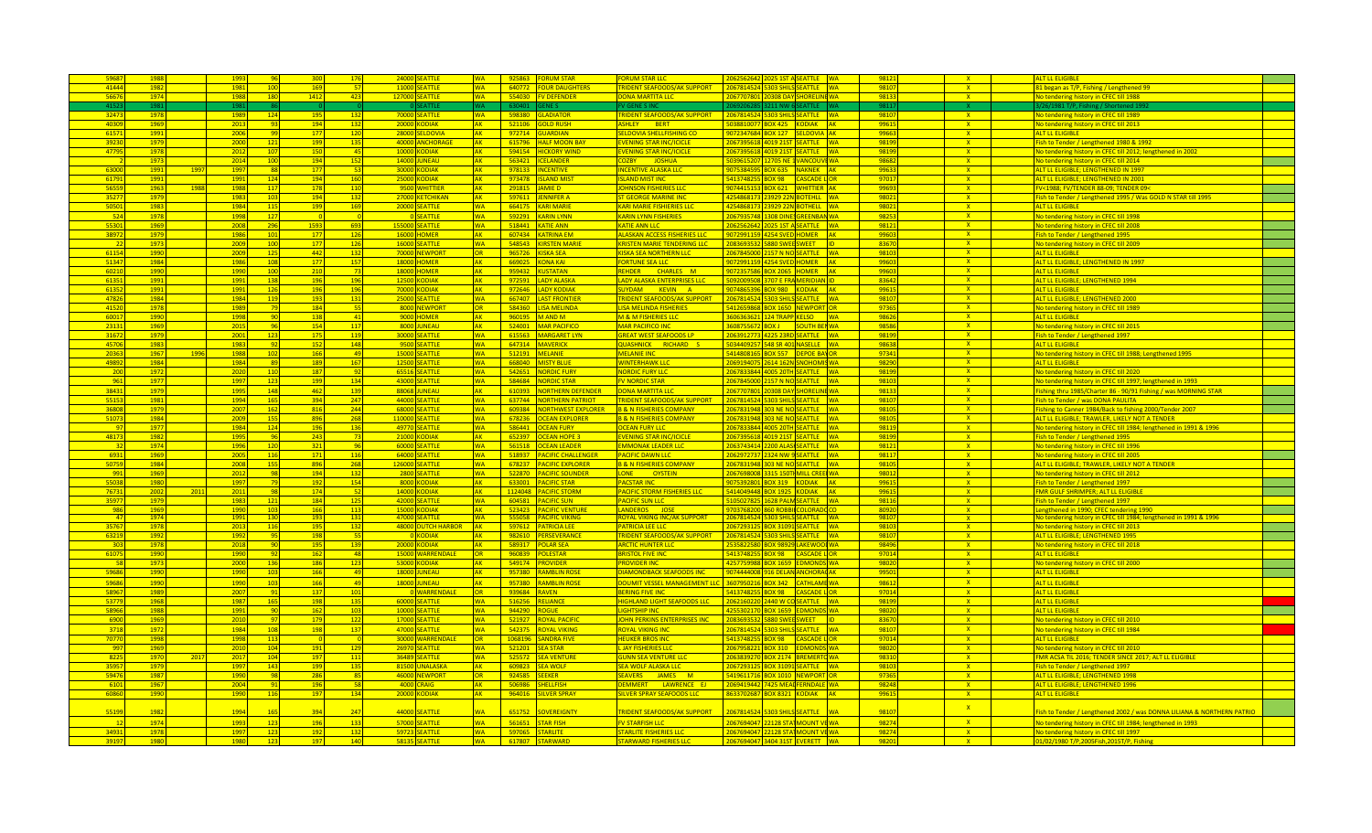| | | | | | | | | | | | | | | | | | | | | |
|---|---|---|---|---|---|---|---|---|---|---|---|---|---|---|---|---|---|---|---|---|
| 59687 | 1988 | | 1993 | 96 | 300 | 176 | 24000 | SEATTLE | WA | 925863 | FORUM STAR | FORUM STAR LLC | 2062562642 | 2025 1ST A | SEATTLE | WA | 98121 | X | ALT LL ELIGIBLE | |
| 41444 | 1982 | | 1981 | 100 | 169 | 57 | 11000 | SEATTLE | WA | 640772 | FOUR DAUGHTERS | TRIDENT SEAFOODS/AK SUPPORT | 2067814524 | 5303 SHILS | SEATTLE | WA | 98107 | X | 81 began as T/P, Fishing / Lengthened 99 | |
| 56676 | 1974 | | 1988 | 180 | 1412 | 423 | 127000 | SEATTLE | WA | 554030 | FV DEFENDER | DONA MARTITA LLC | 2067707801 | 20308 DAY | SHORELINE | WA | 98133 | X | No tendering history in CFEC till 1988 | |
| 41523 | 1981 | | 1981 | 86 | | | 0 | SEATTLE | WA | 630401 | GENE S | FV GENE S INC | 2069206285 | 3211 NW 6 | SEATTLE | WA | 98117 | X | 3/26/1981 T/P, Fishing / Shortened 1992 | |
| 32473 | 1978 | | 1989 | 124 | 195 | 132 | 70000 | SEATTLE | WA | 598380 | GLADIATOR | TRIDENT SEAFOODS/AK SUPPORT | 2067814524 | 5303 SHILS | SEATTLE | WA | 98107 | X | No tendering history in CFEC till 1989 | |
| 40309 | 1969 | | 2013 | 93 | 194 | 132 | 20000 | KODIAK | AK | 521106 | GOLD RUSH | ASHLEY BERT | 5038810077 | BOX 425 | KODIAK | AK | 99615 | X | No tendering history in CFEC till 2013 | |
| 61571 | 1991 | | 2006 | 99 | 177 | 120 | 28000 | SELDOVIA | AK | 972714 | GUARDIAN | SELDOVIA SHELLFISHING CO | 9072347684 | BOX 127 | SELDOVIA | AK | 99663 | X | ALT LL ELIGIBLE | |
| 39230 | 1979 | | 2000 | 121 | 199 | 135 | 40000 | ANCHORAGE | AK | 615796 | HALF MOON BAY | EVENING STAR INC/ICICLE | 2067395618 | 4019 21ST | SEATTLE | WA | 98199 | X | Fish to Tender / Lengthened 1980 & 1992 | |
| 47795 | 1978 | | 2012 | 107 | 150 | 45 | 10000 | KODIAK | AK | 594154 | HICKORY WIND | EVENING STAR INC/ICICLE | 2067395618 | 4019 21ST | SEATTLE | WA | 98199 | X | No tendering history in CFEC till 2012; lengthened in 2002 | |
| 2 | 1973 | | 2014 | 100 | 194 | 152 | 14000 | JUNEAU | AK | 563421 | ICELANDER | COZBY JOSHUA | 5039615207 | 12705 NE 3 | VANCOUVER | WA | 98682 | X | No tendering history in CFEC till 2014 | |
| 63000 | 1991 | 1997 | 1997 | 88 | 177 | 53 | 30000 | KODIAK | AK | 978133 | INCENTIVE | INCENTIVE ALASKA LLC | 9075384595 | BOX 635 | NAKNEK | AK | 99633 | X | ALT LL ELIGIBLE; LENGTHENED IN 1997 | |
| 61791 | 1991 | | 1991 | 124 | 194 | 160 | 25000 | KODIAK | AK | 973478 | ISLAND MIST | ISLAND MIST INC | 5413748255 | BOX 98 | CASCADE L | OR | 97017 | X | ALT LL ELIGIBLE; LENGTHENED IN 2001 | |
| 56559 | 1963 | 1988 | 1988 | 117 | 178 | 110 | 9500 | WHITTIER | AK | 291815 | JAMIE D | JOHNSON FISHERIES LLC | 9074415153 | BOX 621 | WHITTIER | AK | 99693 | X | FV<1988; FV/TENDER 88-09; TENDER 09< | |
| 35277 | 1979 | | 1983 | 103 | 194 | 132 | 27000 | KETCHIKAN | AK | 597611 | JENNIFER A | ST GEORGE MARINE INC | 4254868173 | 23929 22N | BOTHELL | WA | 98021 | X | Fish to Tender / Lengthened 1995 / Was GOLD N STAR till 1995 | |
| 50501 | 1983 | | 1984 | 115 | 199 | 169 | 20000 | SEATTLE | WA | 664175 | KARI MARIE | KARI MARIE FISHERIES LLC | 4254868173 | 23929 22N | BOTHELL | WA | 98021 | X | ALT LL ELIGIBLE | |
| 524 | 1978 | | 1998 | 127 | 0 | | 0 | SEATTLE | WA | 592291 | KARIN LYNN | KARIN LYNN FISHERIES | 2067935748 | 1308 DINE | GREENBAN | WA | 98253 | X | No tendering history in CFEC till 1998 | |
| 55301 | 1969 | | 2008 | 296 | 1593 | 693 | 155000 | SEATTLE | WA | 518441 | KATIE ANN | KATIE ANN LLC | 2062562642 | 2025 1ST A | SEATTLE | WA | 98121 | X | No tendering history in CFEC till 2008 | |
| 38972 | 1979 | | 1986 | 101 | 177 | 126 | 16000 | HOMER | AK | 607434 | KATRINA EM | ALASKAN ACCESS FISHERIES LLC | 9072991159 | 4254 SVED | HOMER | AK | 99603 | X | Fish to Tender / Lengthened 1995 | |
| 22 | 1973 | | 2009 | 100 | 177 | 126 | 16000 | SEATTLE | WA | 548543 | KIRSTEN MARIE | KRISTEN MARIE TENDERING LLC | 2083693532 | 5880 SWEE | SWEET | ID | 83670 | X | No tendering history in CFEC till 2009 | |
| 61154 | 1990 | | 2009 | 125 | 442 | 132 | 70000 | NEWPORT | OR | 965726 | KISKA SEA | KISKA SEA NORTHERN LLC | 2067845000 | 2157 N NO | SEATTLE | WA | 98103 | X | ALT LL ELIGIBLE | |
| 51347 | 1984 | | 1986 | 108 | 177 | 157 | 18000 | HOMER | AK | 669025 | KONA KAI | FORTUNE SEA LLC | 9072991159 | 4254 SVED | HOMER | AK | 99603 | X | ALT LL ELIGIBLE; LENGTHENED IN 1997 | |
| 60210 | 1990 | | 1990 | 100 | 210 | 73 | 18000 | HOMER | AK | 959432 | KUSTATAN | REHDER CHARLES M | 9072357586 | BOX 2065 | HOMER | AK | 99603 | X | ALT LL ELIGIBLE | |
| 61351 | 1991 | | 1991 | 138 | 196 | 196 | 12500 | KODIAK | AK | 972591 | LADY ALASKA | LADY ALASKA ENTERPRISES LLC | 5092009508 | 3707 E FRA | MERIDIAN | ID | 83642 | X | ALT LL ELIGIBLE; LENGTHENED 1994 | |
| 61352 | 1991 | | 1991 | 126 | 196 | 196 | 70000 | KODIAK | AK | 972646 | LADY KODIAK | SUYDAM KEVIN A | 9074865396 | BOX 980 | KODIAK | AK | 99615 | X | ALT LL ELIGIBLE | |
| 47826 | 1984 | | 1984 | 119 | 193 | 131 | 25000 | SEATTLE | WA | 667407 | LAST FRONTIER | TRIDENT SEAFOODS/AK SUPPORT | 2067814524 | 5303 SHILS | SEATTLE | WA | 98107 | X | ALT LL ELIGIBLE; LENGTHENED 2000 | |
| 41520 | 1978 | | 1989 | 79 | 184 | 55 | 8000 | NEWPORT | OR | 584360 | LISA MELINDA | LISA MELINDA FISHERIES | 5412659868 | BOX 1650 | NEWPORT | OR | 97365 | X | No tendering history in CFEC till 1989 | |
| 60017 | 1990 | | 1998 | 90 | 138 | 41 | 9000 | HOMER | AK | 960195 | M AND M | M & M FISHERIES LLC | 3606363621 | 124 TRAPP | KELSO | WA | 98626 | X | ALT LL ELIGIBLE | |
| 23131 | 1969 | | 2015 | 96 | 154 | 117 | 8000 | JUNEAU | AK | 524001 | MAR PACIFICO | MAR PACIFICO INC | 3608755672 | BOX J | SOUTH BEN | WA | 98586 | X | No tendering history in CFEC till 2015 | |
| 31672 | 1979 | | 2001 | 123 | 175 | 119 | 30000 | SEATTLE | WA | 615563 | MARGARET LYN | GREAT WEST SEAFOODS LP | 2063912773 | 4225 23RD | SEATTLE | WA | 98199 | X | Fish to Tender / Lengthened 1997 | |
| 45706 | 1983 | | 1983 | 92 | 152 | 148 | 9500 | SEATTLE | WA | 647314 | MAVERICK | QUASHNICK RICHARD S | 5034409257 | 548 SR 403 | NASELLE | WA | 98638 | X | ALT LL ELIGIBLE | |
| 20363 | 1967 | 1996 | 1988 | 102 | 166 | 49 | 15000 | SEATTLE | WA | 512191 | MELANIE | MELANIE INC | 5414808165 | BOX 557 | DEPOE BAY | OR | 97341 | X | No tendering history in CFEC till 1988; Lengthened 1995 | |
| 49892 | 1984 | | 1984 | 89 | 189 | 167 | 12500 | SEATTLE | WA | 668040 | MISTY BLUE | WINTERHAWK LLC | 2069194075 | 2614 162N | SNOHOMISH | WA | 98290 | X | ALT LL ELIGIBLE | |
| 200 | 1972 | | 2020 | 110 | 187 | 92 | 65516 | SEATTLE | WA | 542651 | NORDIC FURY | NORDIC FURY LLC | 2067833844 | 4005 20TH | SEATTLE | WA | 98199 | X | No tendering history in CFEC till 2020 | |
| 961 | 1977 | | 1997 | 123 | 199 | 134 | 43000 | SEATTLE | WA | 584684 | NORDIC STAR | FV NORDIC STAR | 2067845000 | 2157 N NO | SEATTLE | WA | 98103 | X | No tendering history in CFEC till 1997; lengthened in 1993 | |
| 38431 | 1979 | | 1995 | 148 | 462 | 139 | 88068 | JUNEAU | AK | 610393 | NORTHERN DEFENDER | DONA MARTITA LLC | 2067707801 | 20308 DAY | SHORELINE | WA | 98133 | X | Fishing thru 1985/Charter 86 - 90/91 Fishing / was MORNING STAR | |
| 55153 | 1981 | | 1994 | 165 | 394 | 247 | 44000 | SEATTLE | WA | 637744 | NORTHERN PATRIOT | TRIDENT SEAFOODS/AK SUPPORT | 2067814524 | 5303 SHILS | SEATTLE | WA | 98107 | X | Fish to Tender / was DONA PAULITA | |
| 36808 | 1979 | | 2007 | 162 | 816 | 244 | 68000 | SEATTLE | WA | 609384 | NORTHWEST EXPLORER | B & N FISHERIES COMPANY | 2067831948 | 303 NE NO | SEATTLE | WA | 98105 | X | Fishing to Canner 1984/Back to fishing 2000/Tender 2007 | |
| 51073 | 1984 | | 2009 | 155 | 896 | 268 | 110000 | SEATTLE | WA | 678236 | OCEAN EXPLORER | B & N FISHERIES COMPANY | 2067831948 | 303 NE NO | SEATTLE | WA | 98105 | X | ALT LL ELIGIBLE; TRAWLER, LIKELY NOT A TENDER | |
| 97 | 1977 | | 1984 | 124 | 196 | 136 | 49770 | SEATTLE | WA | 586441 | OCEAN FURY | OCEAN FURY LLC | 2067833844 | 4005 20TH | SEATTLE | WA | 98119 | X | No tendering history in CFEC till 1984; lengthened in 1991 & 1996 | |
| 48173 | 1982 | | 1995 | 96 | 243 | 73 | 21000 | KODIAK | AK | 652397 | OCEAN HOPE 3 | EVENING STAR INC/ICICLE | 2067395618 | 4019 21ST | SEATTLE | WA | 98199 | X | Fish to Tender / Lengthened 1995 | |
| 32 | 1974 | | 1996 | 120 | 321 | 96 | 60000 | SEATTLE | WA | 561518 | OCEAN LEADER | EMMONAK LEADER LLC | 2063743414 | 1200 ALAS | SEATTLE | WA | 98121 | X | No tendering history in CFEC till 1996 | |
| 6931 | 1969 | | 2005 | 116 | 171 | 116 | 64000 | SEATTLE | WA | 518937 | PACIFIC CHALLENGER | PACIFIC DAWN LLC | 2062972737 | 2324 NW 9 | SEATTLE | WA | 98117 | X | No tendering history in CFEC till 2005 | |
| 50759 | 1984 | | 2008 | 155 | 896 | 268 | 126000 | SEATTLE | WA | 678237 | PACIFIC EXPLORER | B & N FISHERIES COMPANY | 2067831948 | 303 NE NO | SEATTLE | WA | 98105 | X | ALT LL ELIGIBLE; TRAWLER, LIKELY NOT A TENDER | |
| 991 | 1969 | | 2012 | 98 | 194 | 132 | 2800 | SEATTLE | WA | 522870 | PACIFIC SOUNDER | LONE OYSTEIN | 2067698008 | 3315 150TH | MILL CREEK | WA | 98012 | X | No tendering history in CFEC till 2012 | |
| 55038 | 1980 | | 1997 | 79 | 192 | 154 | 8000 | KODIAK | AK | 633001 | PACIFIC STAR | PACSTAR INC | 9075392801 | BOX 319 | KODIAK | AK | 99615 | X | Fish to Tender / Lengthened 1997 | |
| 76731 | 2002 | 2011 | 2011 | 98 | 174 | 52 | 14000 | KODIAK | AK | 1124048 | PACIFIC STORM | PACIFIC STORM FISHERIES LLC | 5414049448 | BOX 1925 | KODIAK | AK | 99615 | X | FMR GULF SHRIMPER; ALT LL ELIGIBLE | |
| 35977 | 1979 | | 1983 | 121 | 184 | 125 | 42000 | SEATTLE | WA | 604581 | PACIFIC SUN | PACIFIC SUN LLC | 5105027825 | 1628 PALM | SEATTLE | WA | 98116 | X | Fish to Tender / Lengthened 1997 | |
| 986 | 1969 | | 1990 | 103 | 166 | 113 | 15000 | KODIAK | AK | 523423 | PACIFIC VENTURE | LANDEROS JOSE | 9703768200 | 860 ROBBIN | COLORADO | CO | 80920 | X | Lengthened in 1990; CFEC tendering 1990 | |
| 47 | 1974 | | 1991 | 130 | 193 | 131 | 47000 | SEATTLE | WA | 555058 | PACIFIC VIKING | ROYAL VIKING INC/AK SUPPORT | 2067814524 | 5303 SHILS | SEATTLE | WA | 98107 | X | No tendering history in CFEC till 1984; lengthened in 1991 & 1996 | |
| 35767 | 1978 | | 2013 | 116 | 195 | 132 | 48000 | DUTCH HARBOR | AK | 597612 | PATRICIA LEE | PATRICIA LEE LLC | 2067293125 | BOX 31091 | SEATTLE | WA | 98103 | X | No tendering history in CFEC till 2013 | |
| 63219 | 1992 | | 1992 | 95 | 198 | 55 | 0 | KODIAK | AK | 982610 | PERSEVERANCE | TRIDENT SEAFOODS/AK SUPPORT | 2067814524 | 5303 SHILS | SEATTLE | WA | 98107 | X | ALT LL ELIGIBLE; LENGTHENED 1995 | |
| 303 | 1978 | | 2018 | 90 | 195 | 139 | 20000 | KODIAK | AK | 589317 | POLAR SEA | ARCTIC HUNTER LLC | 2535822580 | BOX 98929 | LAKEWOOD | WA | 98496 | X | No tendering history in CFEC till 2018 | |
| 61075 | 1990 | | 1990 | 92 | 162 | 48 | 15000 | WARRENDALE | OR | 960839 | POLESTAR | BRISTOL FIVE INC | 5413748255 | BOX 98 | CASCADE L | OR | 97014 | X | ALT LL ELIGIBLE | |
| 58 | 1973 | | 2000 | 136 | 186 | 123 | 53000 | KODIAK | AK | 549174 | PROVIDER | PROVIDER INC | 4257759988 | BOX 1659 | EDMONDS | WA | 98020 | X | No tendering history in CFEC till 2000 | |
| 59686 | 1990 | | 1990 | 103 | 166 | 49 | 18000 | JUNEAU | AK | 957380 | RAMBLIN ROSE | DIAMONDBACK SEAFOODS INC | 9074444008 | 916 DELAN | ANCHORAG | AK | 99501 | X | ALT LL ELIGIBLE | |
| 59686 | 1990 | | 1990 | 103 | 166 | 49 | 18000 | JUNEAU | AK | 957380 | RAMBLIN ROSE | DOUMIT VESSEL MANAGEMENT LLC | 3607950216 | BOX 342 | CATHLAME | WA | 98612 | X | ALT LL ELIGIBLE | |
| 58967 | 1989 | | 2007 | 91 | 137 | 101 | 0 | WARRENDALE | OR | 939684 | RAVEN | BERING FIVE INC | 5413748255 | BOX 98 | CASCADE L | OR | 97014 | X | ALT LL ELIGIBLE | |
| 53779 | 1968 | | 1987 | 165 | 198 | 135 | 60000 | SEATTLE | WA | 516256 | RELIANCE | HIGHLAND LIGHT SEAFOODS LLC | 2062160220 | 2440 W CO | SEATTLE | WA | 98199 | X | ALT LL ELIGIBLE | |
| 58966 | 1988 | | 1991 | 90 | 162 | 103 | 10000 | SEATTLE | WA | 944290 | ROGUE | LIGHTSHIP INC | 4255302170 | BOX 1659 | EDMONDS | WA | 98020 | X | ALT LL ELIGIBLE | |
| 6900 | 1969 | | 2010 | 97 | 179 | 122 | 17000 | SEATTLE | WA | 521927 | ROYAL PACIFIC | JOHN PERKINS ENTERPRISES INC | 2083693532 | 5880 SWEE | SWEET | ID | 83670 | X | No tendering history in CFEC till 2010 | |
| 3718 | 1972 | | 1984 | 108 | 198 | 137 | 47000 | SEATTLE | WA | 542375 | ROYAL VIKING | ROYAL VIKING INC | 2067814524 | 5303 SHILS | SEATTLE | WA | 98107 | X | No tendering history in CFEC till 1984 | |
| 70770 | 1998 | | 1998 | 113 | 0 | | 30000 | WARRENDALE | OR | 1068196 | SANDRA FIVE | HEUKER BROS INC | 5413748255 | BOX 98 | CASCADE L | OR | 97014 | X | ALT LL ELIGIBLE | |
| 997 | 1969 | | 2010 | 104 | 191 | 129 | 26970 | SEATTLE | WA | 521201 | SEA STAR | L JAY FISHERIES LLC | 2067958221 | BOX 310 | EDMONDS | WA | 98020 | X | No tendering history in CFEC till 2010 | |
| 8225 | 1970 | 2017 | 2017 | 104 | 197 | 111 | 36489 | SEATTLE | WA | 525572 | SEA VENTURE | GUNN SEA VENTURE LLC | 2063839270 | BOX 2174 | BREMERTO | WA | 98310 | X | FMR ACSA TIL 2016; TENDER SINCE 2017; ALT LL ELIGIBLE | |
| 35957 | 1979 | | 1997 | 143 | 199 | 135 | 81500 | UNALASKA | AK | 609823 | SEA WOLF | SEA WOLF ALASKA LLC | 2067293125 | BOX 31091 | SEATTLE | WA | 98103 | X | Fish to Tender / Lengthened 1997 | |
| 59476 | 1987 | | 1990 | 98 | 286 | 85 | 46000 | NEWPORT | OR | 924585 | SEEKER | SEAVERS JAMES M | 5419611716 | BOX 1010 | NEWPORT | OR | 97365 | X | ALT LL ELIGIBLE; LENGTHENED 1998 | |
| 6101 | 1967 | | 2004 | 91 | 196 | 58 | 4000 | CRAIG | AK | 506986 | SHELLFISH | DEMMERT LAWRENCE EJ | 2069419442 | 7425 MEAD | FERNDALE | WA | 98248 | X | ALT LL ELIGIBLE; LENGTHENED 1996 | |
| 60860 | 1990 | | 1990 | 116 | 197 | 134 | 20000 | KODIAK | AK | 964016 | SILVER SPRAY | SILVER SPRAY SEAFOODS LLC | 8633702687 | BOX 8321 | KODIAK | AK | 99615 | X | ALT LL ELIGIBLE | |
| 55199 | 1982 | | 1994 | 165 | 394 | 247 | 44000 | SEATTLE | WA | 651752 | SOVEREIGNTY | TRIDENT SEAFOODS/AK SUPPORT | 2067814524 | 5303 SHILS | SEATTLE | WA | 98107 | X | Fish to Tender / Lengthened 2002 / was DONNA LILIANA & NORTHERN PATRIO | |
| 12 | 1974 | | 1993 | 123 | 196 | 133 | 57000 | SEATTLE | WA | 561651 | STAR FISH | FV STARFISH LLC | 2067694047 | 22128 STA | MOUNT VE | WA | 98274 | X | No tendering history in CFEC till 1984; lengthened in 1993 | |
| 34931 | 1978 | | 1997 | 123 | 192 | 132 | 59723 | SEATTLE | WA | 597065 | STARLITE | STARLITE FISHERIES LLC | 2067694047 | 22128 STA | MOUNT VE | WA | 98274 | X | No tendering history in CFEC till 1997 | |
| 39197 | 1980 | | 1980 | 123 | 197 | 140 | 58135 | SEATTLE | WA | 617807 | STARWARD | STARWARD FISHERIES LLC | 2067694047 | 3404 31ST | EVERETT | WA | 98201 | X | 01/02/1980 T/P,2005Fish,2015T/P, Fishing | |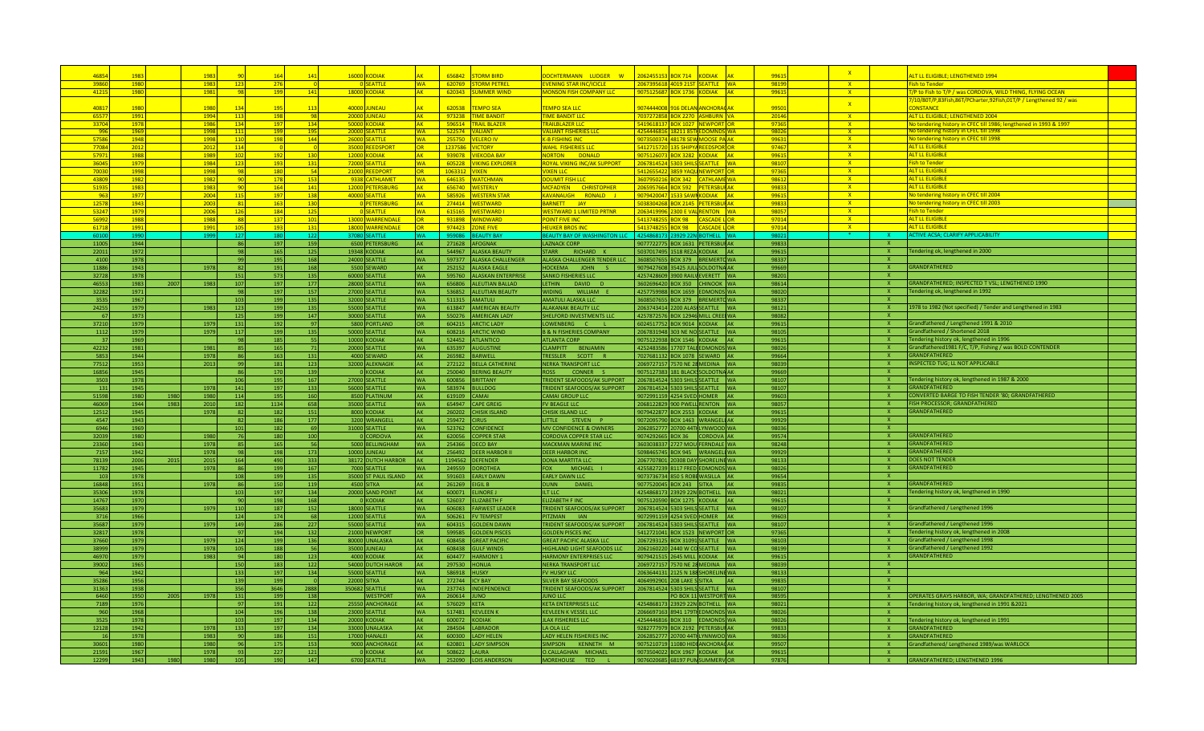| | | | | | | | | | | | | | | | | | | | | |
|---|---|---|---|---|---|---|---|---|---|---|---|---|---|---|---|---|---|---|---|---|
| 46854 | 1983 | | 1983 | 90 | 164 | 141 | 16000 | KODIAK | AK | 656842 | STORM BIRD | DOCHTERMANN LUDGER W | 2062455153 | BOX 714 | KODIAK | AK | 99615 | X | | ALT LL ELIGIBLE; LENGTHENED 1994 |
| 39860 | 1980 | | 1983 | 123 | 276 | 0 | 0 | SEATTLE | WA | 620769 | STORM PETREL | EVENING STAR INC/ICICLE | 2067395618 | 4019 21ST | SEATTLE | WA | 98199 | X | | Fish to Tender |
| 41215 | 1980 | | 1981 | 98 | 199 | 141 | 18000 | KODIAK | AK | 620343 | SUMMER WIND | MONSON FISH COMPANY LLC | 9075125687 | BOX 1736 | KODIAK | AK | 99615 | X | | T/P to Fish to T/P / was CORDOVA, WILD THING, FLYING OCEAN |
| 40817 | 1980 | | 1980 | 134 | 195 | 113 | 40000 | JUNEAU | AK | 620538 | TEMPO SEA | TEMPO SEA LLC | 9074444008 | 916 DELAN | ANCHORAG | AK | 99501 | X | | 7/10/80T/P,83Fish,86T/PCharter,92Fish,01T/P / Lengthened 92 / was CONSTANCE |
| 65577 | 1991 | | 1994 | 113 | 198 | 98 | 20000 | JUNEAU | AK | 973238 | TIME BANDIT | TIME BANDIT LLC | 7037272858 | BOX 2270 | ASHBURN | VA | 20146 | X | | ALT LL ELIGIBLE; LENGTHENED 2004 |
| 33704 | 1978 | | 1986 | 134 | 197 | 134 | 50000 | KODIAK | AK | 596514 | TRAIL BLAZER | TRAILBLAZER LLC | 5419618137 | BOX 1027 | NEWPORT | OR | 97365 | X | | No tendering history in CFEC till 1986; lengthened in 1993 & 1997 |
| 996 | 1969 | | 1998 | 111 | 199 | 195 | 20000 | SEATTLE | WA | 522574 | VALIANT | VALIANT FISHERIES LLC | 4254446816 | 18211 85TH | EDMONDS | WA | 98026 | X | | No tendering history in CFEC till 1998 |
| 57586 | 1948 | | 1998 | 110 | 198 | 144 | 26000 | SEATTLE | WA | 255750 | VELERO IV | K-B FISHING INC | 9073500374 | 48178 SEW | MOOSE PA | AK | 99631 | X | | No tendering history in CFEC till 1998 |
| 77084 | 2012 | | 2012 | 114 | 0 | 0 | 35000 | REEDSPORT | OR | 1237586 | VICTORY | WAHL FISHERIES LLC | 5412715720 | 135 SHIPYA | REEDSPOR | OR | 97467 | X | | ALT LL ELIGIBLE |
| 57971 | 1988 | | 1989 | 102 | 192 | 130 | 12000 | KODIAK | AK | 939078 | VIEKODA BAY | NORTON DONALD | 9075126073 | BOX 3282 | KODIAK | AK | 99615 | X | | ALT LL ELIGIBLE |
| 36045 | 1979 | | 1984 | 123 | 193 | 131 | 72000 | SEATTLE | WA | 605228 | VIKING EXPLORER | ROYAL VIKING INC/AK SUPPORT | 2067814524 | 5303 SHILS | SEATTLE | WA | 98107 | X | | Fish to Tender |
| 70030 | 1998 | | 1998 | 98 | 180 | 54 | 21000 | REEDPORT | OR | 1063312 | VIXEN | VIXEN LLC | 5412655422 | 3859 YAQU | NEWPORT | OR | 97365 | X | | ALT LL ELIGIBLE |
| 43809 | 1982 | | 1982 | 90 | 178 | 153 | 9338 | CATHLAMET | WA | 646135 | WATCHMAN | DOUMIT FISH LLC | 3607950216 | BOX 342 | CATHLAME | WA | 98612 | X | | ALT LL ELIGIBLE |
| 51935 | 1983 | | 1983 | 90 | 164 | 141 | 12000 | PETERSBURG | AK | 656740 | WESTERLY | MCFADYEN CHRISTOPHER | 2065957664 | BOX 592 | PETERSBUR | AK | 99833 | X | | ALT LL ELIGIBLE |
| 963 | 1977 | | 2004 | 115 | 197 | 138 | 40000 | SEATTLE | WA | 585926 | WESTERN STAR | KAVANAUGH RONALD J | 9079420047 | 1533 SAWM | KODIAK | AK | 99615 | X | | No tendering history in CFEC till 2004 |
| 12578 | 1943 | | 2003 | 81 | 163 | 130 | 0 | PETERSBURG | AK | 274414 | WESTWARD | BARNETT JAY | 5038304268 | BOX 2145 | PETERSBUR | AK | 99833 | X | | No tendering history in CFEC till 2003 |
| 53247 | 1979 | | 2006 | 126 | 184 | 125 | 0 | SEATTLE | WA | 615165 | WESTWARD I | WESTWARD 1 LIMITED PRTNR | 2063419996 | 2300 E VAL | RENTON | WA | 98057 | X | | Fish to Tender |
| 56992 | 1988 | | 1988 | 88 | 137 | 101 | 13000 | WARRENDALE | OR | 931898 | WINDWARD | POINT FIVE INC | 5413748255 | BOX 98 | CASCADE L | OR | 97014 | X | | ALT LL ELIGIBLE |
| 61718 | 1991 | | 1991 | 105 | 193 | 131 | 18000 | WARRENDALE | OR | 974423 | ZONE FIVE | HEUKER BROS INC | 5413748255 | BOX 98 | CASCADE L | OR | 97014 | X | | ALT LL ELIGIBLE |
| 60100 | 1990 | | 1999 | 127 | 180 | 122 | 37080 | SEATTLE | WA | 959088 | BEAUTY BAY | BEAUTY BAY OF WASHINGTON LLC | 4254868173 | 23929 22N | BOTHELL | WA | 98021 | * | X | ACTIVE ACSA; CLARIFY APPLICABILITY |
| 11005 | 1944 | | | 86 | 197 | 159 | 6500 | PETERSBURG | AK | 271628 | AFOGNAK | LAZNACK CORP | 9077722775 | BOX 1631 | PETERSBUR | AK | 99833 | | X | |
| 22011 | 1972 | | | 98 | 165 | 125 | 19348 | KODIAK | AK | 544967 | ALASKA BEAUTY | STARR RICHARD K | 5037017495 | 1518 REZA | KODIAK | AK | 99615 | | X | Tendering ok, lengthened in 2000 |
| 4100 | 1978 | | | 99 | 195 | 168 | 24000 | SEATTLE | WA | 597377 | ALASKA CHALLENGER | ALASKA CHALLENGER TENDER LLC | 3608507655 | BOX 379 | BREMERTO | WA | 98337 | | X | |
| 11886 | 1943 | | 1978 | 82 | 191 | 168 | 5500 | SEWARD | AK | 252152 | ALASKA EAGLE | HOCKEMA JOHN S | 9079427608 | 35425 JULI | SOLDOTNA | AK | 99669 | | X | GRANDFATHERED |
| 32728 | 1978 | | | 151 | 573 | 135 | 60000 | SEATTLE | WA | 595760 | ALASKAN ENTERPRISE | SANKO FISHERIES LLC | 4257428609 | 3900 RAILV | EVERETT | WA | 98201 | | X | |
| 46553 | 1983 | 2007 | 1983 | 107 | 197 | 177 | 28000 | SEATTLE | WA | 656806 | ALEUTIAN BALLAD | LETHIN DAVID D | 3602696420 | BOX 350 | CHINOOK | WA | 98614 | | X | GRANDFATHERED; INSPECTED T VSL; LENGTHENED 1990 |
| 32282 | 1971 | | | 98 | 197 | 157 | 27000 | SEATTLE | WA | 536852 | ALEUTIAN BEAUTY | WIDING WILLIAM E | 4257759988 | BOX 1659 | EDMONDS | WA | 98020 | | X | Tendering ok, lengthened in 1992 |
| 3535 | 1967 | | | 103 | 199 | 135 | 32000 | SEATTLE | WA | 511315 | AMATULI | AMATULI ALASKA LLC | 3608507655 | BOX 379 | BREMERTO | WA | 98337 | | X | |
| 24255 | 1979 | | 1983 | 123 | 199 | 135 | 55000 | SEATTLE | WA | 613847 | AMERICAN BEAUTY | ALAKANAK BEAUTY LLC | 2063743414 | 2200 ALAS | SEATTLE | WA | 98121 | | X | 1978 to 1982 (Not specified) / Tender and Lengthened in 1983 |
| 67 | 1973 | | | 125 | 199 | 147 | 30000 | SEATTLE | WA | 550276 | AMERICAN LADY | SHELFORD INVESTMENTS LLC | 4257872576 | BOX 12946 | MILL CREE | WA | 98082 | | X | |
| 37210 | 1979 | | 1979 | 131 | 192 | 97 | 5800 | PORTLAND | OR | 604215 | ARCTIC LADY | LOWENBERG C L | 6024517752 | BOX 9014 | KODIAK | AK | 99615 | | X | Grandfathered / Lengthened 1991 & 2010 |
| 1112 | 1979 | | 1979 | 117 | 199 | 135 | 50000 | SEATTLE | WA | 608216 | ARCTIC WIND | B & N FISHERIES COMPANY | 2067831948 | 303 NE NO | SEATTLE | WA | 98105 | | X | Grandfathered / Shortened 2018 |
| 37 | 1969 | | | 98 | 185 | 55 | 10000 | KODIAK | AK | 524452 | ATLANTICO | ATLANTA CORP | 9075122938 | BOX 1546 | KODIAK | AK | 99615 | | X | Tendering history ok, lengthened in 1996 |
| 42232 | 1981 | | 1981 | 85 | 165 | 71 | 20000 | SEATTLE | WA | 635397 | AUGUSTINE | CLAMPITT BENJAMIN | 4252483586 | 17707 TALB | EDMONDS | WA | 98026 | | X | Grandfathered1981 F/C, T/P, Fishing / was BOLD CONTENDER |
| 5853 | 1944 | | 1978 | 86 | 163 | 131 | 4000 | SEWARD | AK | 265982 | BARWELL | TRESSLER SCOTT R | 7027681132 | BOX 1078 | SEWARD | AK | 99664 | | X | GRANDFATHERED |
| 77512 | 1953 | | 2013 | 99 | 181 | 123 | 32000 | ALEKNAGIK | AK | 272122 | BELLA CATHERINE | NERKA TRANSPORT LLC | 2069727157 | 7570 NE 28 | MEDINA | WA | 98039 | | X | INSPECTED TUG; LL NOT APPLICABLE |
| 16856 | 1945 | | | 86 | 170 | 139 | 0 | KODIAK | AK | 250040 | BERING BEAUTY | ROSS CONNER S | 9075127383 | 181 BLACK | SOLDOTNA | AK | 99669 | | X | |
| 3503 | 1978 | | | 106 | 195 | 167 | 27000 | SEATTLE | WA | 600856 | BRITTANY | TRIDENT SEAFOODS/AK SUPPORT | 2067814524 | 5303 SHILS | SEATTLE | WA | 98107 | | X | Tendering history ok, lengthened in 1987 & 2000 |
| 131 | 1945 | | 1978 | 141 | 197 | 133 | 56000 | SEATTLE | WA | 583974 | BULLDOG | TRIDENT SEAFOODS/AK SUPPORT | 2067814524 | 5303 SHILS | SEATTLE | WA | 98107 | | X | GRANDFATHERED |
| 51598 | 1980 | 1980 | 1980 | 114 | 195 | 160 | 8500 | PLATINUM | AK | 619109 | CAMAI | CAMAI GROUP LLC | 9072991159 | 4254 SVED | HOMER | AK | 99603 | | X | CONVERTED BARGE TO FISH TENDER '80; GRANDFATHERED |
| 46069 | 1944 | 1983 | 2010 | 182 | 1134 | 658 | 35000 | SEATTLE | WA | 654947 | CAPE GREIG | FV BEAGLE LLC | 2068122829 | 900 PWELL | RENTON | WA | 98057 | | X | FISH PROCESSOR; GRANDFATHERED |
| 12512 | 1945 | | 1978 | 82 | 182 | 151 | 8000 | KODIAK | AK | 260202 | CHISIK ISLAND | CHISIK ISLAND LLC | 9079422877 | BOX 2553 | KODIAK | AK | 99615 | | X | GRANDFATHERED |
| 4547 | 1943 | | | 82 | 186 | 177 | 3200 | WRANGELL | AK | 259472 | CIRUS | LITTLE STEVEN P | 9072095790 | BOX 1463 | WRANGELL | AK | 99929 | | X | |
| 6946 | 1969 | | | 101 | 182 | 69 | 31000 | SEATTLE | WA | 523762 | CONFIDENCE | MV CONFIDENCE & OWNERS | 2062852777 | 20700 44TH | LYNWOOD | WA | 98036 | | X | |
| 32039 | 1980 | | 1980 | 76 | 180 | 100 | 0 | CORDOVA | AK | 620056 | COPPER STAR | CORDOVA COPPER STAR LLC | 9074292665 | BOX 36 | CORDOVA | AK | 99574 | | X | GRANDFATHERED |
| 23360 | 1943 | | 1978 | 85 | 165 | 56 | 5000 | BELLINGHAM | WA | 254366 | DECO BAY | MACKMAN MARINE INC | 3603038337 | 2727 MOU | FERNDALE | WA | 98248 | | X | GRANDFATHERED |
| 7157 | 1942 | | 1978 | 98 | 198 | 173 | 10000 | JUNEAU | AK | 256492 | DEER HARBOR II | DEER HARBOR INC | 5098465745 | BOX 945 | WRANGELL | AK | 99929 | | X | GRANDFATHERED |
| 78139 | 2006 | 2015 | 2015 | 164 | 490 | 333 | 38172 | DUTCH HARBOR | AK | 1194562 | DEFENDER | DONA MARTITA LLC | 2067707801 | 20308 DAY | SHORELINE | WA | 98133 | | X | DOES NOT TENDER |
| 11782 | 1945 | | 1978 | 86 | 199 | 167 | 7000 | SEATTLE | WA | 249559 | DOROTHEA | FOX MICHAEL J | 4255827239 | 8117 FRED | EDMONDS | WA | 98026 | | X | GRANDFATHERED |
| 103 | 1978 | | | 108 | 199 | 135 | 35000 | ST PAUL ISLAND | AK | 591603 | EARLY DAWN | EARLY DAWN LLC | 9073736734 | 850 S ROBE | WASILLA | AK | 99654 | | X | |
| 16848 | 1951 | | 1978 | 86 | 150 | 119 | 4500 | SITKA | AK | 261269 | EIGIL B | DUNN DANIEL | 9077520045 | BOX 243 | SITKA | AK | 99835 | | X | GRANDFATHERED |
| 35306 | 1978 | | | 103 | 197 | 134 | 20000 | SAND POINT | AK | 600071 | ELINORE J | JLT LLC | 4254868173 | 23929 22N | BOTHELL | WA | 98021 | | X | Tendering history ok, lengthened in 1990 |
| 14767 | 1970 | | | 90 | 198 | 168 | 0 | KODIAK | AK | 526037 | ELIZABETH F | ELIZABETH F INC | 9075120590 | BOX 1275 | KODIAK | AK | 99615 | | X | |
| 35683 | 1979 | | 1979 | 110 | 187 | 152 | 18000 | SEATTLE | WA | 606083 | FARWEST LEADER | TRIDENT SEAFOODS/AK SUPPORT | 2067814524 | 5303 SHILS | SEATTLE | WA | 98107 | | X | Grandfathered / Lengthened 1996 |
| 3716 | 1966 | | | 124 | 174 | 68 | 12000 | SEATTLE | WA | 506261 | FV TEMPEST | PITZMAN IAN | 9072991159 | 4254 SVED | HOMER | AK | 99603 | | X | |
| 35687 | 1979 | | 1979 | 149 | 286 | 227 | 55000 | SEATTLE | WA | 604315 | GOLDEN DAWN | TRIDENT SEAFOODS/AK SUPPORT | 2067814524 | 5303 SHILS | SEATTLE | WA | 98107 | | X | Grandfathered / Lengthened 1996 |
| 32817 | 1978 | | | 97 | 194 | 132 | 23000 | NEWPORT | OR | 599585 | GOLDEN PISCES | GOLDEN PISCES INC | 5412721041 | BOX 1523 | NEWPORT | OR | 97365 | | X | Tendering history ok, lengthened in 2008 |
| 37660 | 1979 | | 1979 | 124 | 199 | 136 | 80000 | UNALASKA | AK | 608458 | GREAT PACIFIC | GREAT PACIFIC ALASKA LLC | 2067293125 | BOX 31091 | SEATTLE | WA | 98103 | | X | Grandfathered / Lengthened 1998 |
| 38999 | 1979 | | 1978 | 105 | 188 | 56 | 35000 | JUNEAU | AK | 608438 | GULF WINDS | HIGHLAND LIGHT SEAFOODS LLC | 2062160220 | 2440 W CO | SEATTLE | WA | 98199 | | X | Grandfathered / Lengthened 1992 |
| 46970 | 1979 | | 1983 | 94 | 180 | 123 | 4000 | KODIAK | AK | 604477 | HARMONY 1 | HARMONY ENTERPRISES LLC | 9079421515 | 2645 MILL | KODIAK | AK | 99615 | | X | GRANDFATHERED |
| 39002 | 1965 | | | 150 | 183 | 122 | 54000 | DUTCH HARBOR | AK | 297530 | HONUA | NERKA TRANSPORT LLC | 2069727157 | 7570 NE 28 | MEDINA | WA | 98039 | | X | |
| 964 | 1942 | | | 133 | 197 | 134 | 55000 | SEATTLE | WA | 586918 | HUSKY | FV HUSKY LLC | 2063644131 | 2125 N 188 | SHORELINE | WA | 98133 | | X | |
| 35286 | 1956 | | | 139 | 199 | 0 | 22000 | SITKA | AK | 272744 | ICY BAY | SILVER BAY SEAFOODS | 4064992901 | 208 LAKE S | SITKA | AK | 99835 | | X | |
| 31363 | 1938 | | | 356 | 3646 | 2888 | 350682 | SEATTLE | WA | 237743 | INDEPENDENCE | TRIDENT SEAFOODS/AK SUPPORT | 2067814524 | 5303 SHILS | SEATTLE | WA | 98107 | | X | |
| 6460 | 1950 | 2005 | 1978 | 131 | 199 | 138 | | WESTPORT | WA | 260614 | JUNO | JUNO LLC | | PO BOX 11 | WESTPORT | WA | 98595 | | X | OPERATES GRAYS HARBOR, WA; GRANDFATHERED; LENGTHENED 2005 |
| 7189 | 1976 | | | 97 | 191 | 122 | 25550 | ANCHORAGE | AK | 576029 | KETA | KETA ENTERPRISES LLC | 4254868173 | 23929 22N | BOTHELL | WA | 98021 | | X | Tendering history ok, lengthened in 1991 &2021 |
| 960 | 1968 | | | 104 | 196 | 138 | 23000 | SEATTLE | WA | 517481 | KEVLEEN K | KEVLEEN K VESSEL LLC | 2066697163 | 8941 179TH | EDMONDS | WA | 98026 | | X | |
| 3525 | 1978 | | | 103 | 197 | 134 | 20000 | KODIAK | AK | 600072 | KODIAK | JLAX FISHERIES LLC | 4254446816 | BOX 310 | EDMONDS | WA | 98026 | | X | Tendering history ok, lengthened in 1991 |
| 12128 | 1942 | | 1978 | 133 | 197 | 134 | 33000 | UNALASKA | AK | 284504 | LABRADOR | LA OLA LLC | 9282777979 | BOX 2192 | PETERSBUR | AK | 99833 | | X | GRANDFATHERED |
| 16 | 1978 | | 1983 | 90 | 186 | 151 | 17000 | HANALEI | AK | 600300 | LADY HELEN | LADY HELEN FISHERIES INC | 2062852777 | 20700 44TH | LYNNWOOD | WA | 98036 | | X | GRANDFATHERED |
| 30601 | 1980 | | 1980 | 96 | 175 | 153 | 9000 | ANCHORAGE | AK | 620801 | LADY SIMPSON | SIMPSON KENNETH M | 9075210719 | 11080 HIDI | ANCHORAG | AK | 99507 | | X | Grandfathered/ Lengthened 1989/was WARLOCK |
| 21591 | 1967 | | 1978 | 93 | 227 | 121 | 0 | KODIAK | AK | 508622 | LAURA | O.CALLAGHAN MICHAEL | 9073504022 | BOX 1967 | KODIAK | AK | 99615 | | X | |
| 12299 | 1943 | 1980 | 1980 | 105 | 190 | 147 | 6700 | SEATTLE | WA | 252090 | LOIS ANDERSON | MOREHOUSE TED L | 9076020685 | 68197 PUN | SUMMERVI | OR | 97876 | | X | GRANDFATHERED; LENGTHENED 1996 |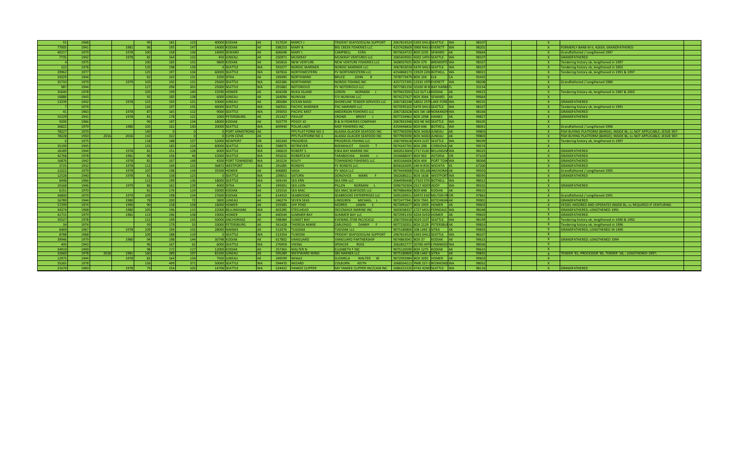| | | | | | | | | | | | | | | | | | | | | | |
|---|---|---|---|---|---|---|---|---|---|---|---|---|---|---|---|---|---|---|---|---|---|
| 55 | 1968 | | | 99 | 181 | 123 | 40000 | KODIAK | AK | 517024 | MARCY J | TRIDENT SEAFOODS/AK SUPPORT | 2067814524 | 5303 SHILS | SEATTLE | WA | 98107 | | X | | |
| 77005 | 1941 | | 1981 | 96 | 195 | 147 | 14000 | KODIAK | AK | 598253 | MARY B | BIG CREEK FISHERIES LLC | 4257428609 | 3900 RAILV | EVERETT | WA | 98201 | | X | FORMERLY BARB M II, 42659, GRANDFATHERED | |
| 40217 | 1979 | | 1978 | 100 | 158 | 136 | 14000 | SEWARD | AK | 606048 | MARY J | CAMPBELL EZRA | 9073624722 | BOX 2235 | SEWARD | AK | 99664 | | X | Grandfathered / Lengthened 1997 | |
| 7735 | 1942 | | 1978 | 82 | 164 | 132 | 450 | JUNEAU | AK | 250971 | MUSKRAT | MUSKRAT VENTURES LLC | 2065459501 | 4502 14TH | SEATTLE | WA | 98107 | | X | GRANDFATHERED | |
| 4 | 1975 | | | 100 | 183 | 155 | 9800 | KODIAK | AK | 565816 | NEW VENTURE | NEW VENTURE FISHERIES LLC | 3608507655 | BOX 379 | BREMERTO | WA | 98337 | | X | Tendering history ok, lengthened in 1997 | |
| 222 | 1978 | | | 120 | 198 | 139 | 0 | SEATTLE | WA | 591077 | NORDIC MARINER | NORDIC MARINER LLC | 2067833018 | 5470 SHILS | SEATTLE | WA | 98107 | | X | Tendering history ok, lengthened in 2002 | |
| 29962 | 1977 | | | 125 | 197 | 134 | 60000 | SEATTLE | WA | 587816 | NORTHWESTERN | FV NORTHWESTERN LLC | 4254868173 | 23929 22N | BOTHELL | WA | 98021 | | X | Tendering history ok, lengthened in 1991 & 1997 | |
| 35029 | 1944 | | | 82 | 163 | 131 | 3200 | SITKA | AK | 249495 | NORTHWIND | BRUCE JOHN R | 7078773479 | BOX 104 | ELK | CA | 95432 | | X | | |
| 35733 | 1979 | | 1979 | 103 | 192 | 131 | 25600 | SEATTLE | WA | 602386 | NORTHWIND | NORDIC FISHING INC | 4257727395 | 12332 19TH | EVERETT | WA | 98208 | | X | Grandfathered / Lengthened 1989 | |
| 987 | 1944 | | | 127 | 296 | 201 | 25000 | SEATTLE | WA | 291882 | NOTORIOUS | FV NOTORIOUS LLC | 9077381150 | 10100 W B | BAY HARBO | FL | 33154 | | X | | |
| 35640 | 1978 | | | 105 | 199 | 140 | 15590 | HOMER | AK | 604208 | NUKA ISLAND | LENON NORMAN J | 9079423593 | 522 SUT LA | KODIAK | AK | 99615 | | X | Tendering history ok, lengthened in 1987 & 2002 | |
| 16886 | 1943 | | | 92 | 183 | 138 | 6000 | JUNEAU | AK | 264094 | NUNIVAK | F/V NUNIVAK LLC | 9074227427 | BOX 3064 | SEWARD | AK | 99664 | | X | | |
| 13239 | 1942 | | 1978 | 125 | 193 | 131 | 10000 | JUNEAU | AK | 285084 | OCEAN MAID | SHORELINE TENDER SERVICES LLC | 2067185248 | 18022 25TH | LAKE FORE | WA | 98155 | | X | GRANDFATHERED | |
| 7 | 1974 | | | 126 | 197 | 135 | 46000 | SEATTLE | WA | 560501 | PACIFIC MARINER | PAC MARINER LLC | 9073595102 | 5470 SHILS | SEATTLE | WA | 98107 | | X | Tendering history ok, lengthened in 1991 | |
| 41 | 1963 | | 1978 | 87 | 165 | 112 | 9000 | SEATTLE | WA | 293053 | PACIFIC MIST | ANDERSON FISHERIES LLC | 2067182628 | 601 SW 18 | NOMANDY | WA | 98166 | | X | GRANDFATHERED | |
| 15229 | 1941 | | 1978 | 81 | 178 | 121 | 1000 | PETERSBURG | AK | 251427 | PAVLOF | CROWE BRENT J | 9077234962 | BOX 1098 | HAINES | AK | 99827 | | X | GRANDFATHERED | |
| 9200 | 1966 | | | 99 | 197 | 134 | 18000 | KODIAK | AK | 502779 | PEGGY JO | B & N FISHERIES COMPANY | 2067831948 | 303 NE NO | SEATTLE | WA | 98105 | | X | | |
| 36822 | 1979 | | 1980 | 105 | 162 | 130 | 20000 | SEATTLE | WA | 609940 | POLAR LADY | MGF FISHERIES INC | 4254446816 | BOX 646 | BOTHELL | WA | 98041 | | X | Grandfathered / Lengthened 1996 | |
| 78227 | 1970 | | | 140 | 0 | 0 | 0 | PORT ARMSTRONG | AK | | PPS PLAT FORM NO 2 | ALASKA GLACIER SEAFOOD INC | 9077903590 | BOX 34363 | JUNEAU | AK | 99803 | | X | FISH BUYING PLATFORM (BARGE); INSIDE BL; LL NOT APPLICABLE; JESSIE 907- | |
| 78228 | 1950 | 2016 | 2016 | 110 | 322 | 0 | 0 | ELFIN COVE | AK | | PPS PLATFORM NO 1 | ALASKA GLACIER SEAFOOD INC | 9077903590 | BOX 34363 | JUNEAU | AK | 99803 | | X | FISH BUYING PLATFORM (BARGE); INSIDE BL; LL NOT APPLICABLE; JESSIE 907- | |
| 6 | 1975 | | | 118 | 188 | 137 | 52000 | NEWPORT | OR | 565349 | PROGRESS | PROGRESS FISHING LLC | 2067395618 | 4019 21ST | SEATTLE | WA | 98199 | | X | Tendering history ok, lengthened in 1997 | |
| 35199 | 1945 | | | 133 | 183 | 124 | 60000 | SEATTLE | WA | 598975 | RETRIEVER | ROEMHILDT DAVID T | 9074247765 | BOX 298 | CORDOVA | AK | 99574 | | X | | |
| 18189 | 1944 | | 1978 | 81 | 151 | 128 | 6000 | SEATTLE | WA | 246619 | ROBERT S | ESKA BAY MARINE INC | 3602013004 | 2717 ELM | BELLINGHA | WA | 98225 | | X | GRANDFATHERED | |
| 42768 | 1978 | | 1981 | 90 | 156 | 46 | 15000 | SEATTLE | WA | 591632 | ROBERTA M | TARABOCHIA MARK J | 5034688037 | BOX 902 | ASTORIA | OR | 97103 | | X | GRANDFATHERED | |
| 16876 | 1942 | | 1978 | 81 | 167 | 148 | 4500 | PORT TOWNSEND | WA | 241524 | ROLFY | TOWNSEND FISHERIES LLC | 3603166606 | BOX 404 | PORT TOW | WA | 98368 | | X | GRANDFATHERED | |
| 3725 | 1932 | | 1978 | 112 | 194 | 132 | 36872 | WESTPORT | WA | 291085 | RONDYS | FV RONDYS LLC | 8058162695 | 240 N ROC | WICHITA | KS | 67206 | | X | GRANDFATHERED | |
| 11022 | 1979 | | 1978 | 107 | 198 | 134 | 35500 | HOMER | AK | 606800 | SAGA | FV SAGA LLC | 9074444008 | 916 DELAN | ANCHORAG | AK | 99503 | | X | Grandfathered / Lengthened 1995 | |
| 12528 | 1940 | | 1978 | 81 | 158 | 125 | 0 | SEATTLE | WA | 239651 | SATURN | DONOVICK MARK F | 3602686211 | BOX 1638 | WESTPORT | WA | 98595 | | X | GRANDFATHERED | |
| 6448 | 1966 | | | 112 | 199 | 136 | 18000 | SEATTLE | WA | 504144 | SEA ERN | SEA ERN LLC | 2064996448 | 17323 5TH | BOTHELL | WA | 98012 | | X | | |
| 10168 | 1946 | | 1979 | 86 | 162 | 139 | 4000 | SITKA | AK | 249301 | SEA LION | PILLEN NORMAN L | 5096750304 | 2517 ADDY | ADDY | WA | 99101 | | X | GRANDFATHERED | |
| 6151 | 1970 | | | 81 | 176 | 124 | 33000 | KODIAK | AK | 525516 | SEA MAC | SEA MAC SEAFOODS LLC | 9074866466 | BOX 848 | KODIAK | AK | 99615 | | X | | |
| 36800 | 1979 | | 1979 | 109 | 198 | 134 | 27600 | KODIAK | AK | 614410 | SEABROOKE | SEABROOKE ENTERPRISES LLC | 5095200911 | 83972 EAST | MILTON FR | OR | 97862 | | X | Grandfathered / Lengthened 1991 | |
| 16789 | 1944 | | 1980 | 78 | 200 | 72 | 3800 | JUNEAU | AK | 246274 | SEVEN SEAS | LINDGREN MICHAEL L | 9072477941 | BOX 7941 | KETCHIKAN | AK | 99901 | | X | GRANDFATHERED | |
| 57299 | 1974 | | 1990 | 90 | 158 | 158 | 18000 | HOMER | AK | 559385 | SHY POKE | MORRIS JAMIN E | 9073991677 | BOX 1959 | HOMER | AK | 99603 | | X | VESSEL MOORED AND OPERATES INSIDE BL; LL REQUIRED IF VENTURING | |
| 34374 | 1968 | | 1980 | 105 | 196 | 115 | 22000 | BELLINGHAM | WA | 603285 | STEELHEAD | DECOMACK MARINE INC | 3603038337 | 2727 MOU | FERNDALE | WA | 98248 | | X | GRANDFATHERED; LENGTHENED 1991 | |
| 41715 | 1979 | | 1981 | 113 | 196 | 158 | 19000 | HOMER | AK | 640544 | SUMMER BAY | SUMMER BAY LLC | 9072991159 | 4254 SVED | HOMER | AK | 99603 | | X | GRANDFATHERED | |
| 35527 | 1978 | | | 121 | 199 | 135 | 50000 | ANCHORAGE | AK | 598484 | SUNSET BAY | EVENING STAR INC/ICICLE | 2067395618 | 4019 21ST | SEATTLE | WA | 98199 | | X | Tendering history ok, lengthened in 1990 & 1992 | |
| 34 | 1974 | | | 93 | 179 | 53 | 33000 | PETERSBURG | AK | 561428 | THERESA MARIE | ZARLENGO DANNY F | 9077230351 | BOX 2129 | PETERSBU | AK | 99833 | | X | Tendering history ok, lengthened in 1996 | |
| 6469 | 1967 | | 1978 | 109 | 194 | 132 | 28000 | NAKNEK | AK | 512076 | TUGIDAK | TUGIDAK LLC | 9075180800 | 208 LAKE S | SITKA | AK | 99835 | | X | GRANDFATHERED; LENGTHENED IN 1990 | |
| 8788 | 1968 | | | 109 | 188 | 119 | 0 | SEATTLE | WA | 513354 | TUXEDNI | TRIDENT SEAFOODS/AK SUPPORT | 2067814524 | 5303 SHILS | SEATTLE | WA | 98107 | | X | | |
| 39946 | 1979 | | 1980 | 94 | 198 | 144 | 30798 | KODIAK | AK | 617802 | VANGUARD | VANGUARD PARTNERSHIP | 9074863041 | BOX 37 | KODIAK | AK | 99615 | | X | GRANDFATHERED; LENGTHENED 1994 | |
| 405 | 1943 | | | 96 | 167 | 62 | 6000 | SEATTLE | WA | 276959 | VIKING | SPENCER ROSS | 2062852777 | 20700 44TH | LYNNWOO | WA | 98036 | | X | | |
| 34919 | 1949 | | | 98 | 172 | 117 | 12000 | KODIAK | AK | 257365 | WALTER N | ELIZABETH F INC | 9075120590 | BOX 1275 | KODIAK | AK | 99615 | | X | | |
| 32660 | 1978 | 2018 | 1981 | 160 | 289 | 197 | 81500 | JUNEAU | AK | 595289 | WESTWARD WIND | SBS NAKNEK LLC | 9075180800 | 208 LAKE S | SITKA | AK | 99835 | | X | TENDER '81, PROCESSOR '85, TENDER '18, ; LENGTHENED 1997; | |
| 12975 | 1944 | | 1978 | 82 | 164 | 134 | 7500 | JUNEAU | AK | 249599 | WHALE | SUOMELA WALTER W | 9072993984 | BOX 3092 | HOMER | AK | 99603 | | X | | |
| 35265 | 1978 | | | 156 | 499 | 371 | 50000 | SEATTLE | WA | 594470 | WIZARD | COLBURN KEITH | 2068504212 | PMB 257-1 | REDMOND | WA | 98052 | | X | | |
| 21670 | 1969 | | 1978 | 79 | 154 | 105 | 14708 | SEATTLE | WA | 524422 | YANKEE CLIPPER | MV YANKEE CLIPPER INC/CAIN INC | 2086322220 | 4742 42ND | SEATTLE | WA | 98116 | | X | GRANDFATHERED | |